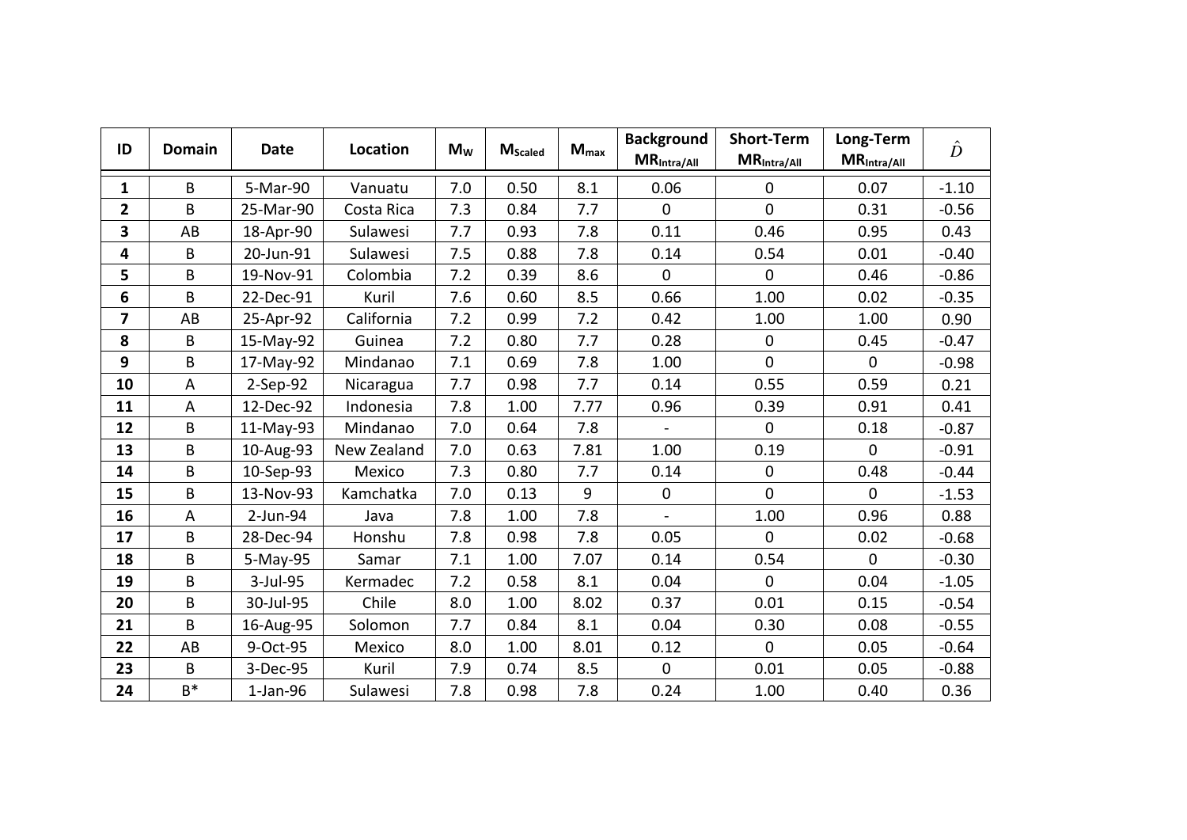| ID | Domain | Date | Location | $M_W$ | $M_{Scaled}$ | $M_{max}$ | Background $MR_{Intra/All}$ | Short-Term $MR_{Intra/All}$ | Long-Term $MR_{Intra/All}$ | $\hat{D}$ |
|---|---|---|---|---|---|---|---|---|---|---|
| **1** | B | 5-Mar-90 | Vanuatu | 7.0 | 0.50 | 8.1 | 0.06 | 0 | 0.07 | -1.10 |
| **2** | B | 25-Mar-90 | Costa Rica | 7.3 | 0.84 | 7.7 | 0 | 0 | 0.31 | -0.56 |
| **3** | AB | 18-Apr-90 | Sulawesi | 7.7 | 0.93 | 7.8 | 0.11 | 0.46 | 0.95 | 0.43 |
| **4** | B | 20-Jun-91 | Sulawesi | 7.5 | 0.88 | 7.8 | 0.14 | 0.54 | 0.01 | -0.40 |
| **5** | B | 19-Nov-91 | Colombia | 7.2 | 0.39 | 8.6 | 0 | 0 | 0.46 | -0.86 |
| **6** | B | 22-Dec-91 | Kuril | 7.6 | 0.60 | 8.5 | 0.66 | 1.00 | 0.02 | -0.35 |
| **7** | AB | 25-Apr-92 | California | 7.2 | 0.99 | 7.2 | 0.42 | 1.00 | 1.00 | 0.90 |
| **8** | B | 15-May-92 | Guinea | 7.2 | 0.80 | 7.7 | 0.28 | 0 | 0.45 | -0.47 |
| **9** | B | 17-May-92 | Mindanao | 7.1 | 0.69 | 7.8 | 1.00 | 0 | 0 | -0.98 |
| **10** | A | 2-Sep-92 | Nicaragua | 7.7 | 0.98 | 7.7 | 0.14 | 0.55 | 0.59 | 0.21 |
| **11** | A | 12-Dec-92 | Indonesia | 7.8 | 1.00 | 7.77 | 0.96 | 0.39 | 0.91 | 0.41 |
| **12** | B | 11-May-93 | Mindanao | 7.0 | 0.64 | 7.8 | - | 0 | 0.18 | -0.87 |
| **13** | B | 10-Aug-93 | New Zealand | 7.0 | 0.63 | 7.81 | 1.00 | 0.19 | 0 | -0.91 |
| **14** | B | 10-Sep-93 | Mexico | 7.3 | 0.80 | 7.7 | 0.14 | 0 | 0.48 | -0.44 |
| **15** | B | 13-Nov-93 | Kamchatka | 7.0 | 0.13 | 9 | 0 | 0 | 0 | -1.53 |
| **16** | A | 2-Jun-94 | Java | 7.8 | 1.00 | 7.8 | - | 1.00 | 0.96 | 0.88 |
| **17** | B | 28-Dec-94 | Honshu | 7.8 | 0.98 | 7.8 | 0.05 | 0 | 0.02 | -0.68 |
| **18** | B | 5-May-95 | Samar | 7.1 | 1.00 | 7.07 | 0.14 | 0.54 | 0 | -0.30 |
| **19** | B | 3-Jul-95 | Kermadec | 7.2 | 0.58 | 8.1 | 0.04 | 0 | 0.04 | -1.05 |
| **20** | B | 30-Jul-95 | Chile | 8.0 | 1.00 | 8.02 | 0.37 | 0.01 | 0.15 | -0.54 |
| **21** | B | 16-Aug-95 | Solomon | 7.7 | 0.84 | 8.1 | 0.04 | 0.30 | 0.08 | -0.55 |
| **22** | AB | 9-Oct-95 | Mexico | 8.0 | 1.00 | 8.01 | 0.12 | 0 | 0.05 | -0.64 |
| **23** | B | 3-Dec-95 | Kuril | 7.9 | 0.74 | 8.5 | 0 | 0.01 | 0.05 | -0.88 |
| **24** | B* | 1-Jan-96 | Sulawesi | 7.8 | 0.98 | 7.8 | 0.24 | 1.00 | 0.40 | 0.36 |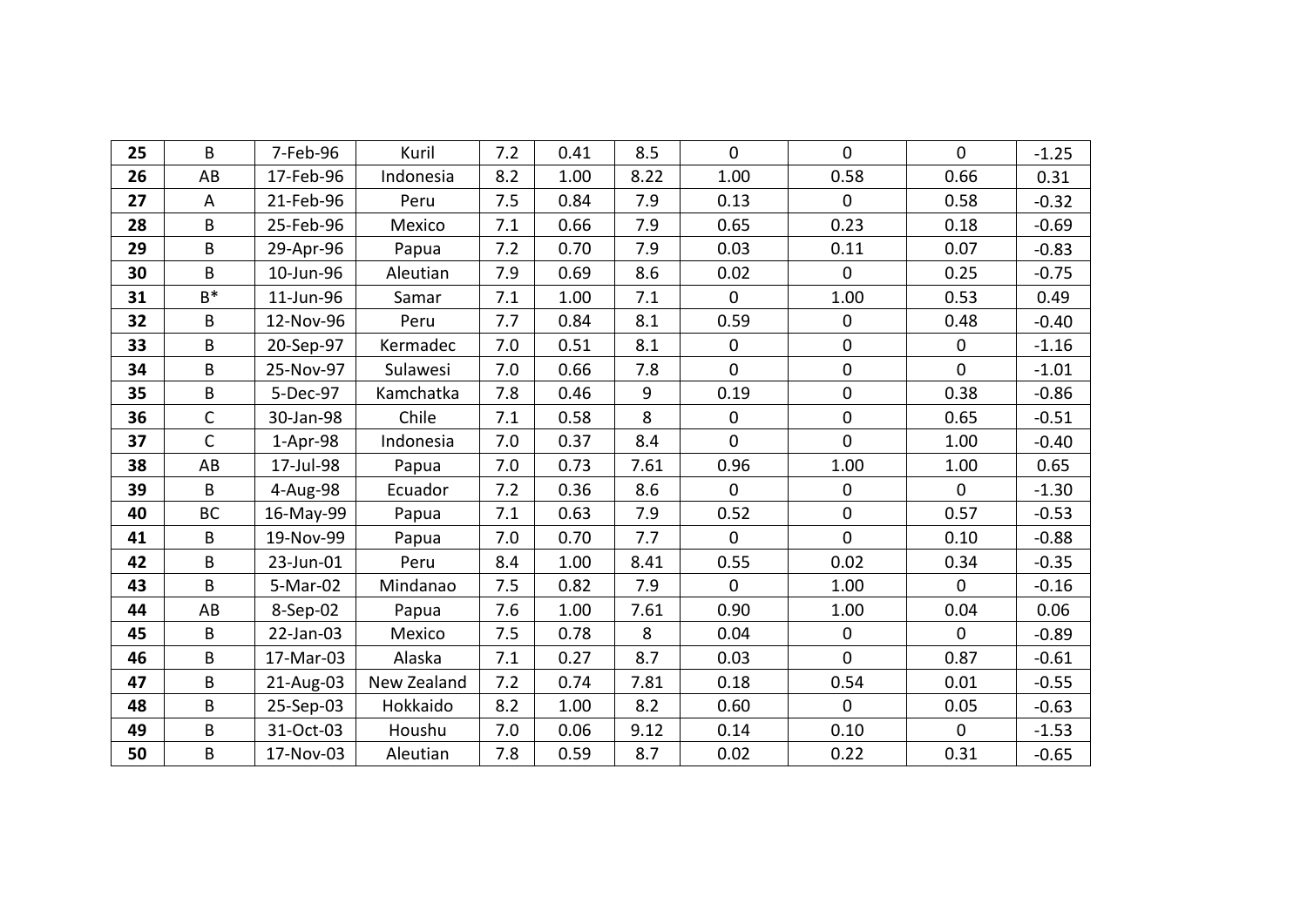| 25 | B | 7-Feb-96 | Kuril | 7.2 | 0.41 | 8.5 | 0 | 0 | 0 | -1.25 |
|---|---|---|---|---|---|---|---|---|---|---|
| 26 | AB | 17-Feb-96 | Indonesia | 8.2 | 1.00 | 8.22 | 1.00 | 0.58 | 0.66 | 0.31 |
| 27 | A | 21-Feb-96 | Peru | 7.5 | 0.84 | 7.9 | 0.13 | 0 | 0.58 | -0.32 |
| 28 | B | 25-Feb-96 | Mexico | 7.1 | 0.66 | 7.9 | 0.65 | 0.23 | 0.18 | -0.69 |
| 29 | B | 29-Apr-96 | Papua | 7.2 | 0.70 | 7.9 | 0.03 | 0.11 | 0.07 | -0.83 |
| 30 | B | 10-Jun-96 | Aleutian | 7.9 | 0.69 | 8.6 | 0.02 | 0 | 0.25 | -0.75 |
| 31 | B* | 11-Jun-96 | Samar | 7.1 | 1.00 | 7.1 | 0 | 1.00 | 0.53 | 0.49 |
| 32 | B | 12-Nov-96 | Peru | 7.7 | 0.84 | 8.1 | 0.59 | 0 | 0.48 | -0.40 |
| 33 | B | 20-Sep-97 | Kermadec | 7.0 | 0.51 | 8.1 | 0 | 0 | 0 | -1.16 |
| 34 | B | 25-Nov-97 | Sulawesi | 7.0 | 0.66 | 7.8 | 0 | 0 | 0 | -1.01 |
| 35 | B | 5-Dec-97 | Kamchatka | 7.8 | 0.46 | 9 | 0.19 | 0 | 0.38 | -0.86 |
| 36 | C | 30-Jan-98 | Chile | 7.1 | 0.58 | 8 | 0 | 0 | 0.65 | -0.51 |
| 37 | C | 1-Apr-98 | Indonesia | 7.0 | 0.37 | 8.4 | 0 | 0 | 1.00 | -0.40 |
| 38 | AB | 17-Jul-98 | Papua | 7.0 | 0.73 | 7.61 | 0.96 | 1.00 | 1.00 | 0.65 |
| 39 | B | 4-Aug-98 | Ecuador | 7.2 | 0.36 | 8.6 | 0 | 0 | 0 | -1.30 |
| 40 | BC | 16-May-99 | Papua | 7.1 | 0.63 | 7.9 | 0.52 | 0 | 0.57 | -0.53 |
| 41 | B | 19-Nov-99 | Papua | 7.0 | 0.70 | 7.7 | 0 | 0 | 0.10 | -0.88 |
| 42 | B | 23-Jun-01 | Peru | 8.4 | 1.00 | 8.41 | 0.55 | 0.02 | 0.34 | -0.35 |
| 43 | B | 5-Mar-02 | Mindanao | 7.5 | 0.82 | 7.9 | 0 | 1.00 | 0 | -0.16 |
| 44 | AB | 8-Sep-02 | Papua | 7.6 | 1.00 | 7.61 | 0.90 | 1.00 | 0.04 | 0.06 |
| 45 | B | 22-Jan-03 | Mexico | 7.5 | 0.78 | 8 | 0.04 | 0 | 0 | -0.89 |
| 46 | B | 17-Mar-03 | Alaska | 7.1 | 0.27 | 8.7 | 0.03 | 0 | 0.87 | -0.61 |
| 47 | B | 21-Aug-03 | New Zealand | 7.2 | 0.74 | 7.81 | 0.18 | 0.54 | 0.01 | -0.55 |
| 48 | B | 25-Sep-03 | Hokkaido | 8.2 | 1.00 | 8.2 | 0.60 | 0 | 0.05 | -0.63 |
| 49 | B | 31-Oct-03 | Houshu | 7.0 | 0.06 | 9.12 | 0.14 | 0.10 | 0 | -1.53 |
| 50 | B | 17-Nov-03 | Aleutian | 7.8 | 0.59 | 8.7 | 0.02 | 0.22 | 0.31 | -0.65 |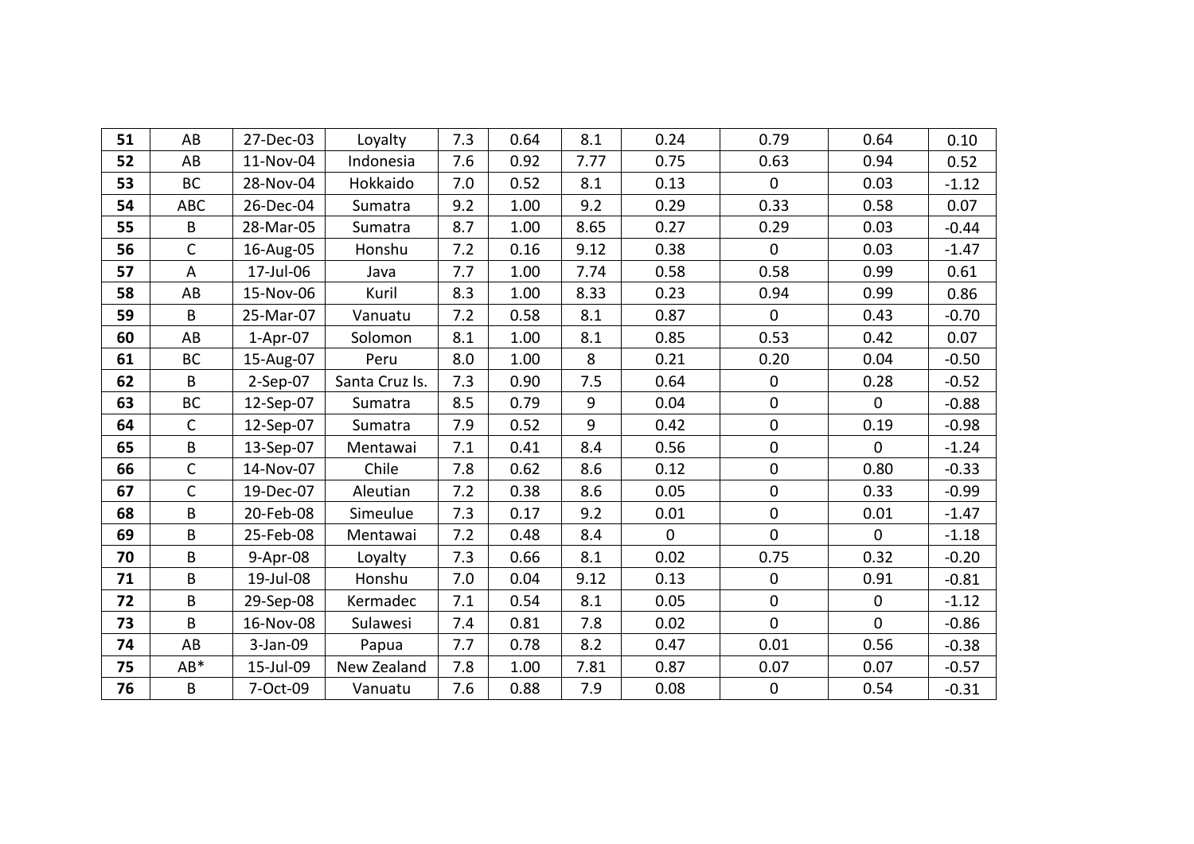| | | | | | | | | | | |
|---|---|---|---|---|---|---|---|---|---|---|
| **51** | AB | 27-Dec-03 | Loyalty | 7.3 | 0.64 | 8.1 | 0.24 | 0.79 | 0.64 | 0.10 |
| **52** | AB | 11-Nov-04 | Indonesia | 7.6 | 0.92 | 7.77 | 0.75 | 0.63 | 0.94 | 0.52 |
| **53** | BC | 28-Nov-04 | Hokkaido | 7.0 | 0.52 | 8.1 | 0.13 | 0 | 0.03 | -1.12 |
| **54** | ABC | 26-Dec-04 | Sumatra | 9.2 | 1.00 | 9.2 | 0.29 | 0.33 | 0.58 | 0.07 |
| **55** | B | 28-Mar-05 | Sumatra | 8.7 | 1.00 | 8.65 | 0.27 | 0.29 | 0.03 | -0.44 |
| **56** | C | 16-Aug-05 | Honshu | 7.2 | 0.16 | 9.12 | 0.38 | 0 | 0.03 | -1.47 |
| **57** | A | 17-Jul-06 | Java | 7.7 | 1.00 | 7.74 | 0.58 | 0.58 | 0.99 | 0.61 |
| **58** | AB | 15-Nov-06 | Kuril | 8.3 | 1.00 | 8.33 | 0.23 | 0.94 | 0.99 | 0.86 |
| **59** | B | 25-Mar-07 | Vanuatu | 7.2 | 0.58 | 8.1 | 0.87 | 0 | 0.43 | -0.70 |
| **60** | AB | 1-Apr-07 | Solomon | 8.1 | 1.00 | 8.1 | 0.85 | 0.53 | 0.42 | 0.07 |
| **61** | BC | 15-Aug-07 | Peru | 8.0 | 1.00 | 8 | 0.21 | 0.20 | 0.04 | -0.50 |
| **62** | B | 2-Sep-07 | Santa Cruz Is. | 7.3 | 0.90 | 7.5 | 0.64 | 0 | 0.28 | -0.52 |
| **63** | BC | 12-Sep-07 | Sumatra | 8.5 | 0.79 | 9 | 0.04 | 0 | 0 | -0.88 |
| **64** | C | 12-Sep-07 | Sumatra | 7.9 | 0.52 | 9 | 0.42 | 0 | 0.19 | -0.98 |
| **65** | B | 13-Sep-07 | Mentawai | 7.1 | 0.41 | 8.4 | 0.56 | 0 | 0 | -1.24 |
| **66** | C | 14-Nov-07 | Chile | 7.8 | 0.62 | 8.6 | 0.12 | 0 | 0.80 | -0.33 |
| **67** | C | 19-Dec-07 | Aleutian | 7.2 | 0.38 | 8.6 | 0.05 | 0 | 0.33 | -0.99 |
| **68** | B | 20-Feb-08 | Simeulue | 7.3 | 0.17 | 9.2 | 0.01 | 0 | 0.01 | -1.47 |
| **69** | B | 25-Feb-08 | Mentawai | 7.2 | 0.48 | 8.4 | 0 | 0 | 0 | -1.18 |
| **70** | B | 9-Apr-08 | Loyalty | 7.3 | 0.66 | 8.1 | 0.02 | 0.75 | 0.32 | -0.20 |
| **71** | B | 19-Jul-08 | Honshu | 7.0 | 0.04 | 9.12 | 0.13 | 0 | 0.91 | -0.81 |
| **72** | B | 29-Sep-08 | Kermadec | 7.1 | 0.54 | 8.1 | 0.05 | 0 | 0 | -1.12 |
| **73** | B | 16-Nov-08 | Sulawesi | 7.4 | 0.81 | 7.8 | 0.02 | 0 | 0 | -0.86 |
| **74** | AB | 3-Jan-09 | Papua | 7.7 | 0.78 | 8.2 | 0.47 | 0.01 | 0.56 | -0.38 |
| **75** | AB* | 15-Jul-09 | New Zealand | 7.8 | 1.00 | 7.81 | 0.87 | 0.07 | 0.07 | -0.57 |
| **76** | B | 7-Oct-09 | Vanuatu | 7.6 | 0.88 | 7.9 | 0.08 | 0 | 0.54 | -0.31 |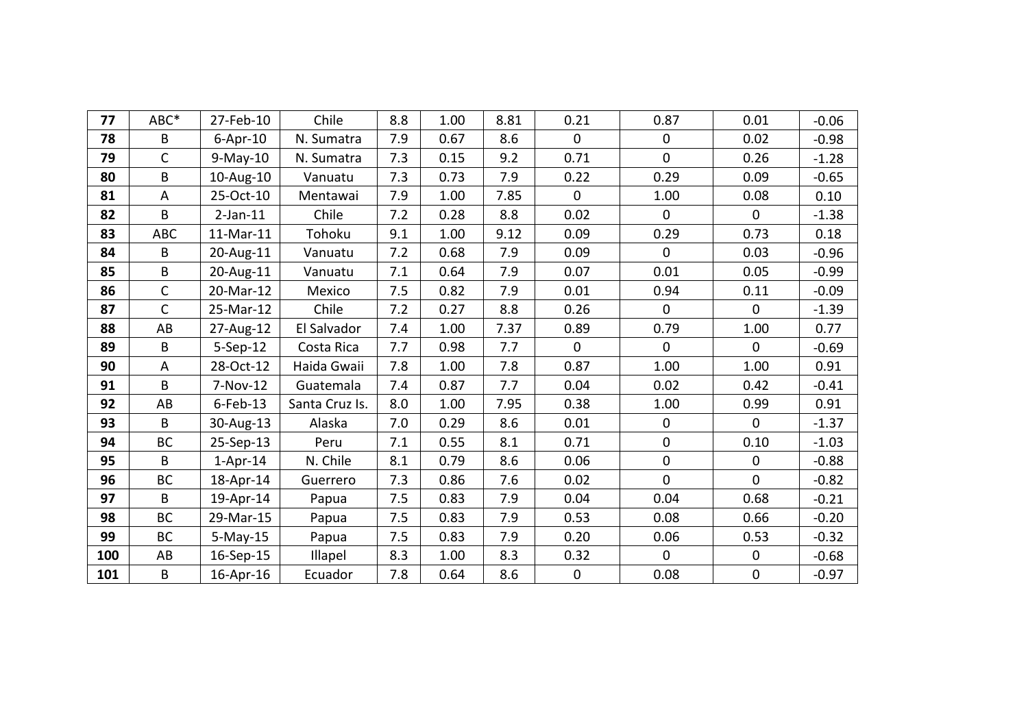| | | | | | | | | | | |
|---|---|---|---|---|---|---|---|---|---|---|
| **77** | ABC* | 27-Feb-10 | Chile | 8.8 | 1.00 | 8.81 | 0.21 | 0.87 | 0.01 | -0.06 |
| **78** | B | 6-Apr-10 | N. Sumatra | 7.9 | 0.67 | 8.6 | 0 | 0 | 0.02 | -0.98 |
| **79** | C | 9-May-10 | N. Sumatra | 7.3 | 0.15 | 9.2 | 0.71 | 0 | 0.26 | -1.28 |
| **80** | B | 10-Aug-10 | Vanuatu | 7.3 | 0.73 | 7.9 | 0.22 | 0.29 | 0.09 | -0.65 |
| **81** | A | 25-Oct-10 | Mentawai | 7.9 | 1.00 | 7.85 | 0 | 1.00 | 0.08 | 0.10 |
| **82** | B | 2-Jan-11 | Chile | 7.2 | 0.28 | 8.8 | 0.02 | 0 | 0 | -1.38 |
| **83** | ABC | 11-Mar-11 | Tohoku | 9.1 | 1.00 | 9.12 | 0.09 | 0.29 | 0.73 | 0.18 |
| **84** | B | 20-Aug-11 | Vanuatu | 7.2 | 0.68 | 7.9 | 0.09 | 0 | 0.03 | -0.96 |
| **85** | B | 20-Aug-11 | Vanuatu | 7.1 | 0.64 | 7.9 | 0.07 | 0.01 | 0.05 | -0.99 |
| **86** | C | 20-Mar-12 | Mexico | 7.5 | 0.82 | 7.9 | 0.01 | 0.94 | 0.11 | -0.09 |
| **87** | C | 25-Mar-12 | Chile | 7.2 | 0.27 | 8.8 | 0.26 | 0 | 0 | -1.39 |
| **88** | AB | 27-Aug-12 | El Salvador | 7.4 | 1.00 | 7.37 | 0.89 | 0.79 | 1.00 | 0.77 |
| **89** | B | 5-Sep-12 | Costa Rica | 7.7 | 0.98 | 7.7 | 0 | 0 | 0 | -0.69 |
| **90** | A | 28-Oct-12 | Haida Gwaii | 7.8 | 1.00 | 7.8 | 0.87 | 1.00 | 1.00 | 0.91 |
| **91** | B | 7-Nov-12 | Guatemala | 7.4 | 0.87 | 7.7 | 0.04 | 0.02 | 0.42 | -0.41 |
| **92** | AB | 6-Feb-13 | Santa Cruz Is. | 8.0 | 1.00 | 7.95 | 0.38 | 1.00 | 0.99 | 0.91 |
| **93** | B | 30-Aug-13 | Alaska | 7.0 | 0.29 | 8.6 | 0.01 | 0 | 0 | -1.37 |
| **94** | BC | 25-Sep-13 | Peru | 7.1 | 0.55 | 8.1 | 0.71 | 0 | 0.10 | -1.03 |
| **95** | B | 1-Apr-14 | N. Chile | 8.1 | 0.79 | 8.6 | 0.06 | 0 | 0 | -0.88 |
| **96** | BC | 18-Apr-14 | Guerrero | 7.3 | 0.86 | 7.6 | 0.02 | 0 | 0 | -0.82 |
| **97** | B | 19-Apr-14 | Papua | 7.5 | 0.83 | 7.9 | 0.04 | 0.04 | 0.68 | -0.21 |
| **98** | BC | 29-Mar-15 | Papua | 7.5 | 0.83 | 7.9 | 0.53 | 0.08 | 0.66 | -0.20 |
| **99** | BC | 5-May-15 | Papua | 7.5 | 0.83 | 7.9 | 0.20 | 0.06 | 0.53 | -0.32 |
| **100** | AB | 16-Sep-15 | Illapel | 8.3 | 1.00 | 8.3 | 0.32 | 0 | 0 | -0.68 |
| **101** | B | 16-Apr-16 | Ecuador | 7.8 | 0.64 | 8.6 | 0 | 0.08 | 0 | -0.97 |